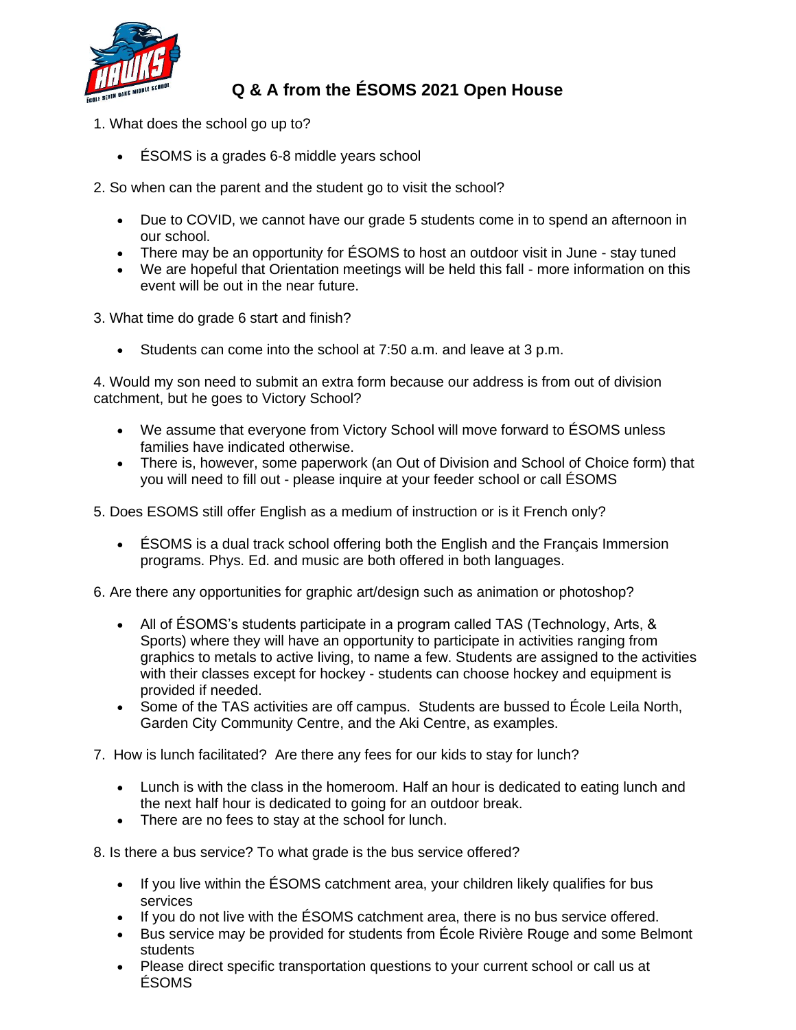# Q & A from the ÉSOMS 2021 Open House

1. What does the school go up to?

- ÉSOMS is a grades 6-8 middle years school

2. So when can the parent and the student go to visit the school?

- Due to COVID, we cannot have our grade 5 students come in to spend an afternoon in our school.
- There may be an opportunity for ÉSOMS to host an outdoor visit in June - stay tuned
- We are hopeful that Orientation meetings will be held this fall - more information on this event will be out in the near future.

3. What time do grade 6 start and finish?

- Students can come into the school at 7:50 a.m. and leave at 3 p.m.

4. Would my son need to submit an extra form because our address is from out of division catchment, but he goes to Victory School?

- We assume that everyone from Victory School will move forward to ÉSOMS unless families have indicated otherwise.
- There is, however, some paperwork (an Out of Division and School of Choice form) that you will need to fill out - please inquire at your feeder school or call ÉSOMS

5. Does ESOMS still offer English as a medium of instruction or is it French only?

- ÉSOMS is a dual track school offering both the English and the Français Immersion programs. Phys. Ed. and music are both offered in both languages.

6. Are there any opportunities for graphic art/design such as animation or photoshop?

- All of ÉSOMS's students participate in a program called TAS (Technology, Arts, & Sports) where they will have an opportunity to participate in activities ranging from graphics to metals to active living, to name a few. Students are assigned to the activities with their classes except for hockey - students can choose hockey and equipment is provided if needed.
- Some of the TAS activities are off campus. Students are bussed to École Leila North, Garden City Community Centre, and the Aki Centre, as examples.

7. How is lunch facilitated? Are there any fees for our kids to stay for lunch?

- Lunch is with the class in the homeroom. Half an hour is dedicated to eating lunch and the next half hour is dedicated to going for an outdoor break.
- There are no fees to stay at the school for lunch.

8. Is there a bus service? To what grade is the bus service offered?

- If you live within the ÉSOMS catchment area, your children likely qualifies for bus services
- If you do not live with the ÉSOMS catchment area, there is no bus service offered.
- Bus service may be provided for students from École Rivière Rouge and some Belmont students
- Please direct specific transportation questions to your current school or call us at ÉSOMS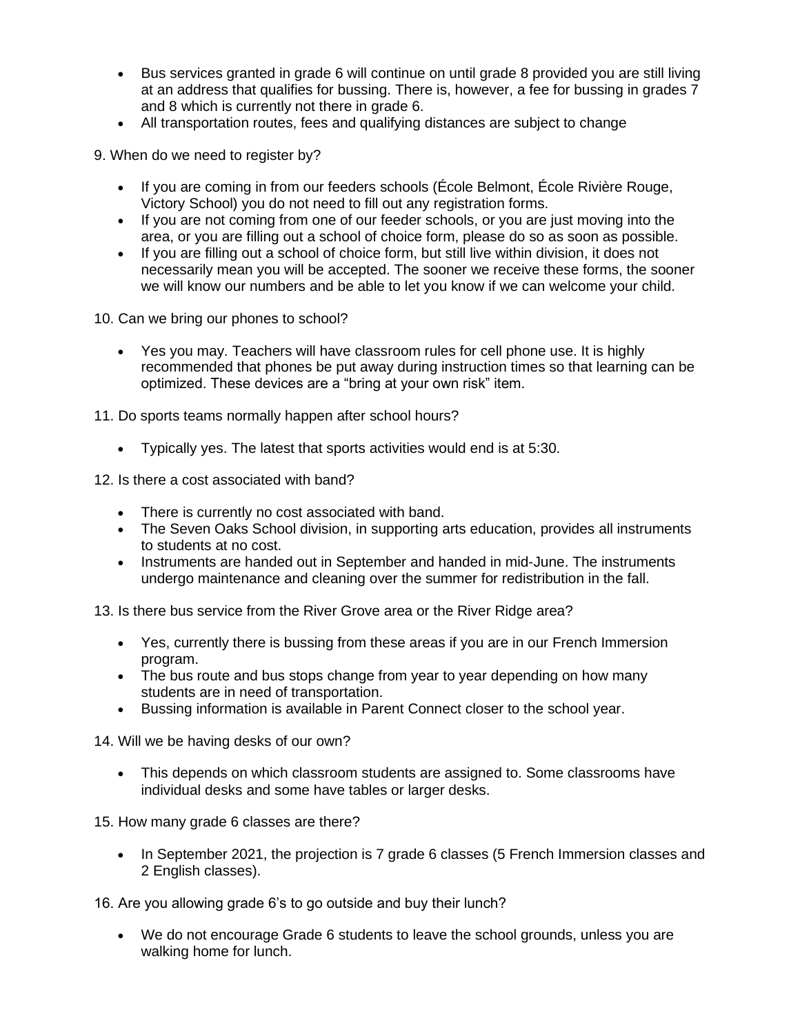- Bus services granted in grade 6 will continue on until grade 8 provided you are still living at an address that qualifies for bussing. There is, however, a fee for bussing in grades 7 and 8 which is currently not there in grade 6.
- All transportation routes, fees and qualifying distances are subject to change

9. When do we need to register by?

- If you are coming in from our feeders schools (École Belmont, École Rivière Rouge, Victory School) you do not need to fill out any registration forms.
- If you are not coming from one of our feeder schools, or you are just moving into the area, or you are filling out a school of choice form, please do so as soon as possible.
- If you are filling out a school of choice form, but still live within division, it does not necessarily mean you will be accepted. The sooner we receive these forms, the sooner we will know our numbers and be able to let you know if we can welcome your child.

10. Can we bring our phones to school?

- Yes you may. Teachers will have classroom rules for cell phone use. It is highly recommended that phones be put away during instruction times so that learning can be optimized. These devices are a "bring at your own risk" item.

11. Do sports teams normally happen after school hours?

- Typically yes. The latest that sports activities would end is at 5:30.

12. Is there a cost associated with band?

- There is currently no cost associated with band.
- The Seven Oaks School division, in supporting arts education, provides all instruments to students at no cost.
- Instruments are handed out in September and handed in mid-June. The instruments undergo maintenance and cleaning over the summer for redistribution in the fall.

13. Is there bus service from the River Grove area or the River Ridge area?

- Yes, currently there is bussing from these areas if you are in our French Immersion program.
- The bus route and bus stops change from year to year depending on how many students are in need of transportation.
- Bussing information is available in Parent Connect closer to the school year.

14. Will we be having desks of our own?

- This depends on which classroom students are assigned to. Some classrooms have individual desks and some have tables or larger desks.

15. How many grade 6 classes are there?

- In September 2021, the projection is 7 grade 6 classes (5 French Immersion classes and 2 English classes).

16. Are you allowing grade 6's to go outside and buy their lunch?

- We do not encourage Grade 6 students to leave the school grounds, unless you are walking home for lunch.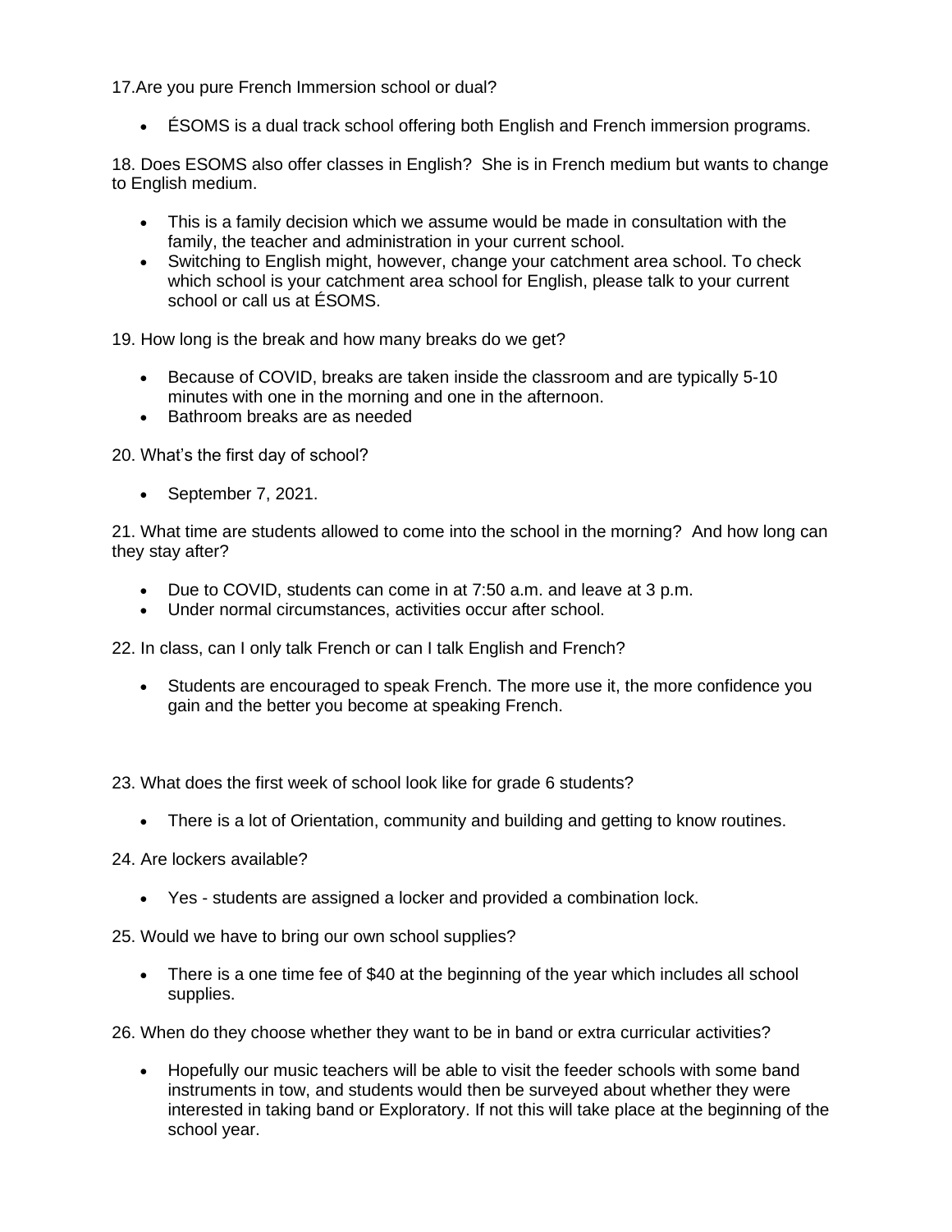17.Are you pure French Immersion school or dual?

- ÉSOMS is a dual track school offering both English and French immersion programs.

18. Does ESOMS also offer classes in English? She is in French medium but wants to change to English medium.

- This is a family decision which we assume would be made in consultation with the family, the teacher and administration in your current school.
- Switching to English might, however, change your catchment area school. To check which school is your catchment area school for English, please talk to your current school or call us at ÉSOMS.

19. How long is the break and how many breaks do we get?

- Because of COVID, breaks are taken inside the classroom and are typically 5-10 minutes with one in the morning and one in the afternoon.
- Bathroom breaks are as needed

20. What's the first day of school?

- September 7, 2021.

21. What time are students allowed to come into the school in the morning? And how long can they stay after?

- Due to COVID, students can come in at 7:50 a.m. and leave at 3 p.m.
- Under normal circumstances, activities occur after school.

22. In class, can I only talk French or can I talk English and French?

- Students are encouraged to speak French. The more use it, the more confidence you gain and the better you become at speaking French.

23. What does the first week of school look like for grade 6 students?

- There is a lot of Orientation, community and building and getting to know routines.

24. Are lockers available?

- Yes - students are assigned a locker and provided a combination lock.

25. Would we have to bring our own school supplies?

- There is a one time fee of $40 at the beginning of the year which includes all school supplies.

26. When do they choose whether they want to be in band or extra curricular activities?

- Hopefully our music teachers will be able to visit the feeder schools with some band instruments in tow, and students would then be surveyed about whether they were interested in taking band or Exploratory. If not this will take place at the beginning of the school year.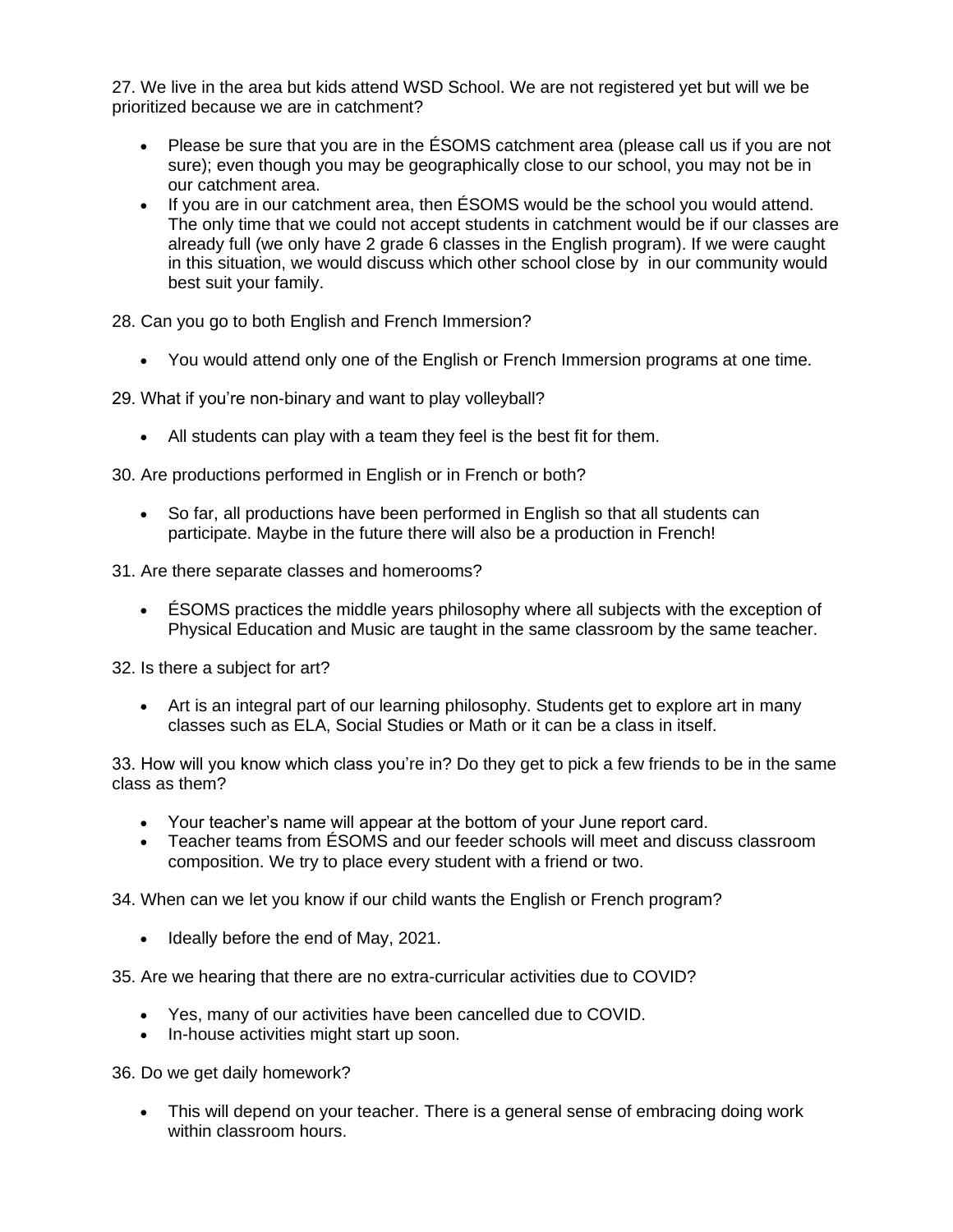27. We live in the area but kids attend WSD School. We are not registered yet but will we be prioritized because we are in catchment?

- Please be sure that you are in the ÉSOMS catchment area (please call us if you are not sure); even though you may be geographically close to our school, you may not be in our catchment area.
- If you are in our catchment area, then ÉSOMS would be the school you would attend. The only time that we could not accept students in catchment would be if our classes are already full (we only have 2 grade 6 classes in the English program). If we were caught in this situation, we would discuss which other school close by in our community would best suit your family.

28. Can you go to both English and French Immersion?

- You would attend only one of the English or French Immersion programs at one time.

29. What if you're non-binary and want to play volleyball?

- All students can play with a team they feel is the best fit for them.

30. Are productions performed in English or in French or both?

- So far, all productions have been performed in English so that all students can participate. Maybe in the future there will also be a production in French!

31. Are there separate classes and homerooms?

- ÉSOMS practices the middle years philosophy where all subjects with the exception of Physical Education and Music are taught in the same classroom by the same teacher.

32. Is there a subject for art?

- Art is an integral part of our learning philosophy. Students get to explore art in many classes such as ELA, Social Studies or Math or it can be a class in itself.

33. How will you know which class you're in? Do they get to pick a few friends to be in the same class as them?

- Your teacher's name will appear at the bottom of your June report card.
- Teacher teams from ÉSOMS and our feeder schools will meet and discuss classroom composition. We try to place every student with a friend or two.

34. When can we let you know if our child wants the English or French program?

- Ideally before the end of May, 2021.

35. Are we hearing that there are no extra-curricular activities due to COVID?

- Yes, many of our activities have been cancelled due to COVID.
- In-house activities might start up soon.

36. Do we get daily homework?

- This will depend on your teacher. There is a general sense of embracing doing work within classroom hours.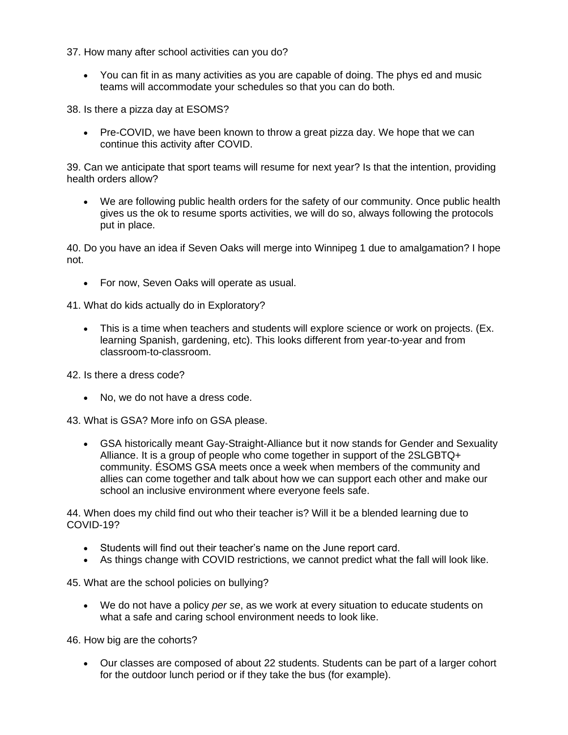37. How many after school activities can you do?

- You can fit in as many activities as you are capable of doing. The phys ed and music teams will accommodate your schedules so that you can do both.

38. Is there a pizza day at ESOMS?

- Pre-COVID, we have been known to throw a great pizza day. We hope that we can continue this activity after COVID.

39. Can we anticipate that sport teams will resume for next year? Is that the intention, providing health orders allow?

- We are following public health orders for the safety of our community. Once public health gives us the ok to resume sports activities, we will do so, always following the protocols put in place.

40. Do you have an idea if Seven Oaks will merge into Winnipeg 1 due to amalgamation? I hope not.

- For now, Seven Oaks will operate as usual.

41. What do kids actually do in Exploratory?

- This is a time when teachers and students will explore science or work on projects. (Ex. learning Spanish, gardening, etc). This looks different from year-to-year and from classroom-to-classroom.

42. Is there a dress code?

- No, we do not have a dress code.

43. What is GSA? More info on GSA please.

- GSA historically meant Gay-Straight-Alliance but it now stands for Gender and Sexuality Alliance. It is a group of people who come together in support of the 2SLGBTQ+ community. ÉSOMS GSA meets once a week when members of the community and allies can come together and talk about how we can support each other and make our school an inclusive environment where everyone feels safe.

44. When does my child find out who their teacher is? Will it be a blended learning due to COVID-19?

- Students will find out their teacher's name on the June report card.
- As things change with COVID restrictions, we cannot predict what the fall will look like.

45. What are the school policies on bullying?

- We do not have a policy *per se*, as we work at every situation to educate students on what a safe and caring school environment needs to look like.

46. How big are the cohorts?

- Our classes are composed of about 22 students. Students can be part of a larger cohort for the outdoor lunch period or if they take the bus (for example).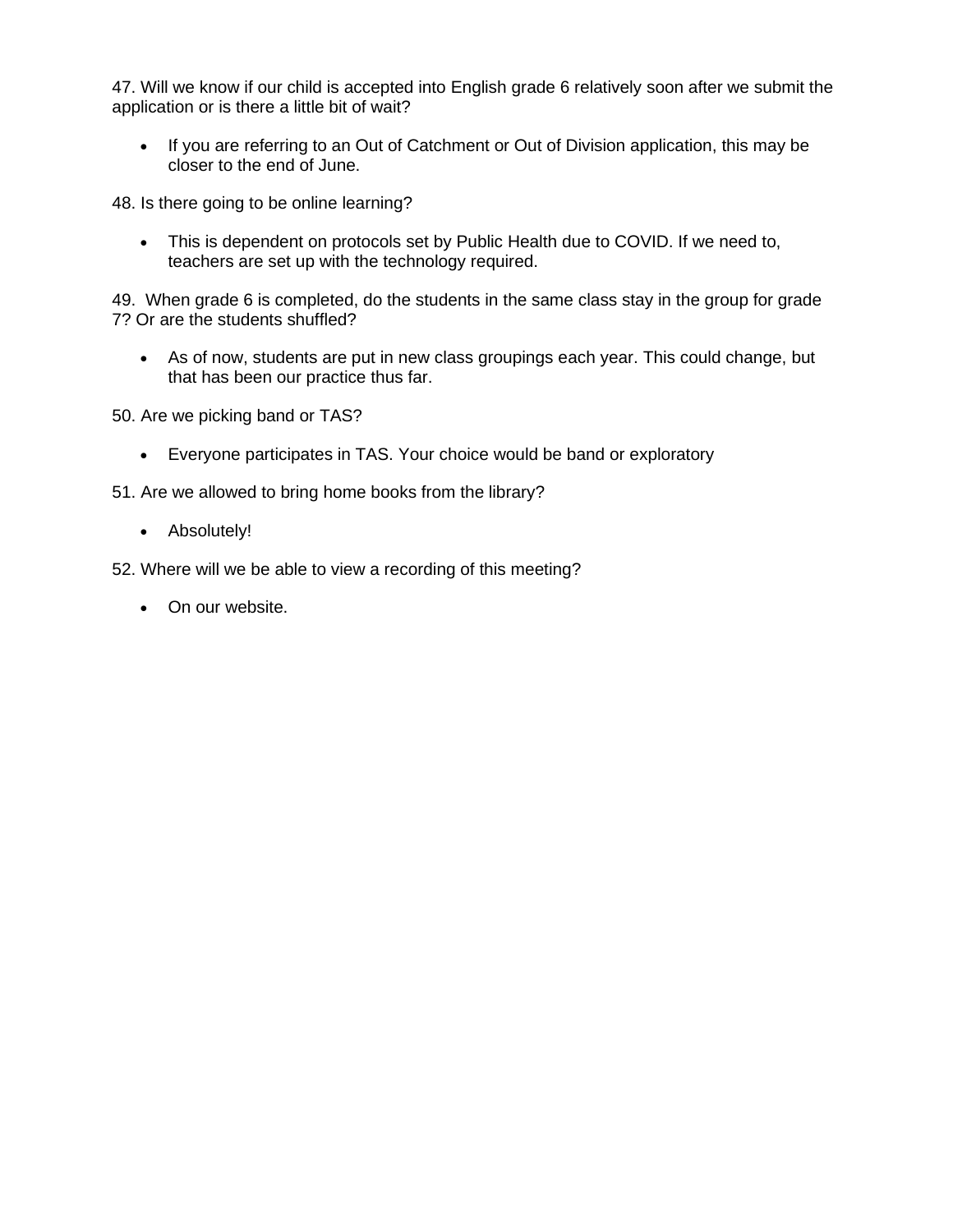47. Will we know if our child is accepted into English grade 6 relatively soon after we submit the application or is there a little bit of wait?

- If you are referring to an Out of Catchment or Out of Division application, this may be closer to the end of June.

48. Is there going to be online learning?

- This is dependent on protocols set by Public Health due to COVID. If we need to, teachers are set up with the technology required.

49. When grade 6 is completed, do the students in the same class stay in the group for grade 7? Or are the students shuffled?

- As of now, students are put in new class groupings each year. This could change, but that has been our practice thus far.

50. Are we picking band or TAS?

- Everyone participates in TAS. Your choice would be band or exploratory

51. Are we allowed to bring home books from the library?

- Absolutely!

52. Where will we be able to view a recording of this meeting?

- On our website.